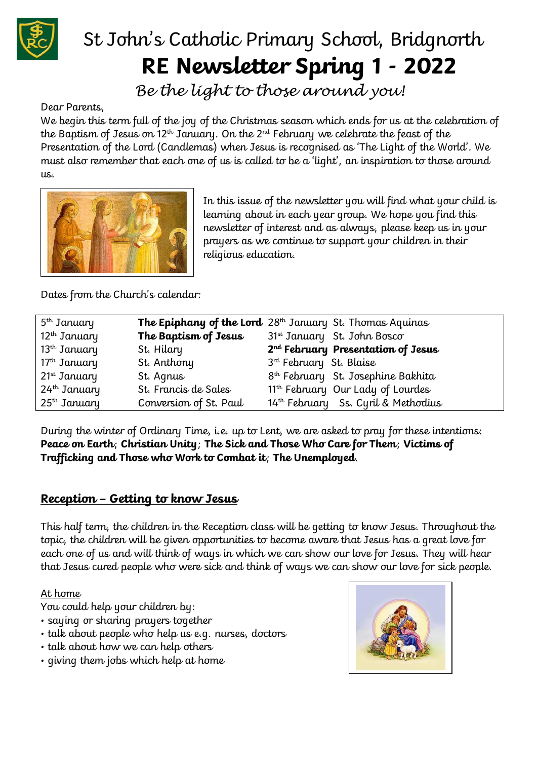# St John's Catholic Primary School, Bridgnorth

# RE Newsletter Spring 1 - 2022

*Be the light to those around you!*

Dear Parents,

We begin this term full of the joy of the Christmas season which ends for us at the celebration of the Baptism of Jesus on 12th January. On the 2nd February we celebrate the feast of the Presentation of the Lord (Candlemas) when Jesus is recognised as 'The Light of the World'. We must also remember that each one of us is called to be a 'light', an inspiration to those around us.

In this issue of the newsletter you will find what your child is learning about in each year group. We hope you find this newsletter of interest and as always, please keep us in your prayers as we continue to support your children in their religious education.

Dates from the Church's calendar:

| | | | |
|---|---|---|---|
| 5th January | **The Epiphany of the Lord** | 28th January | St. Thomas Aquinas |
| 12th January | **The Baptism of Jesus** | 31st January | St. John Bosco |
| 13th January | St. Hilary | **2nd February** | **Presentation of Jesus** |
| 17th January | St. Anthony | 3rd February | St. Blaise |
| 21st January | St. Agnus | 8th February | St. Josephine Bakhita |
| 24th January | St. Francis de Sales | 11th February | Our Lady of Lourdes |
| 25th January | Conversion of St. Paul | 14th February | Ss. Cyril & Methodius |

During the winter of Ordinary Time, i.e. up to Lent, we are asked to pray for these intentions: **Peace on Earth**; **Christian Unity**; **The Sick and Those Who Care for Them**; **Victims of Trafficking and Those who Work to Combat it**; **The Unemployed**.

## Reception – Getting to know Jesus

This half term, the children in the Reception class will be getting to know Jesus. Throughout the topic, the children will be given opportunities to become aware that Jesus has a great love for each one of us and will think of ways in which we can show our love for Jesus. They will hear that Jesus cured people who were sick and think of ways we can show our love for sick people.

At home

You could help your children by:

- saying or sharing prayers together
- talk about people who help us e.g. nurses, doctors
- talk about how we can help others
- giving them jobs which help at home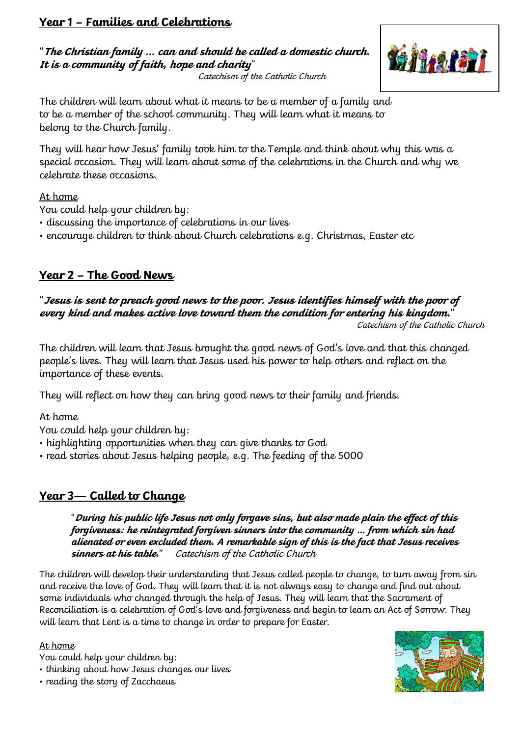## Year 1 – Families and Celebrations

"***The Christian family … can and should be called a domestic church. It is a community of faith, hope and charity***"
*Catechism of the Catholic Church*

The children will learn about what it means to be a member of a family and to be a member of the school community. They will learn what it means to belong to the Church family.

They will hear how Jesus' family took him to the Temple and think about why this was a special occasion. They will learn about some of the celebrations in the Church and why we celebrate these occasions.

At home

You could help your children by:

- discussing the importance of celebrations in our lives
- encourage children to think about Church celebrations e.g. Christmas, Easter etc

## Year 2 – The Good News

"***Jesus is sent to preach good news to the poor. Jesus identifies himself with the poor of every kind and makes active love toward them the condition for entering his kingdom.***"
*Catechism of the Catholic Church*

The children will learn that Jesus brought the good news of God's love and that this changed people's lives. They will learn that Jesus used his power to help others and reflect on the importance of these events.

They will reflect on how they can bring good news to their family and friends.

At home

You could help your children by:

- highlighting opportunities when they can give thanks to God
- read stories about Jesus helping people, e.g. The feeding of the 5000

## Year 3— Called to Change

"***During his public life Jesus not only forgave sins, but also made plain the effect of this forgiveness: he reintegrated forgiven sinners into the community … from which sin had alienated or even excluded them. A remarkable sign of this is the fact that Jesus receives sinners at his table.***" *Catechism of the Catholic Church*

The children will develop their understanding that Jesus called people to change, to turn away from sin and receive the love of God. They will learn that it is not always easy to change and find out about some individuals who changed through the help of Jesus. They will learn that the Sacrament of Reconciliation is a celebration of God's love and forgiveness and begin to learn an Act of Sorrow. They will learn that Lent is a time to change in order to prepare for Easter.

At home

You could help your children by:

- thinking about how Jesus changes our lives
- reading the story of Zacchaeus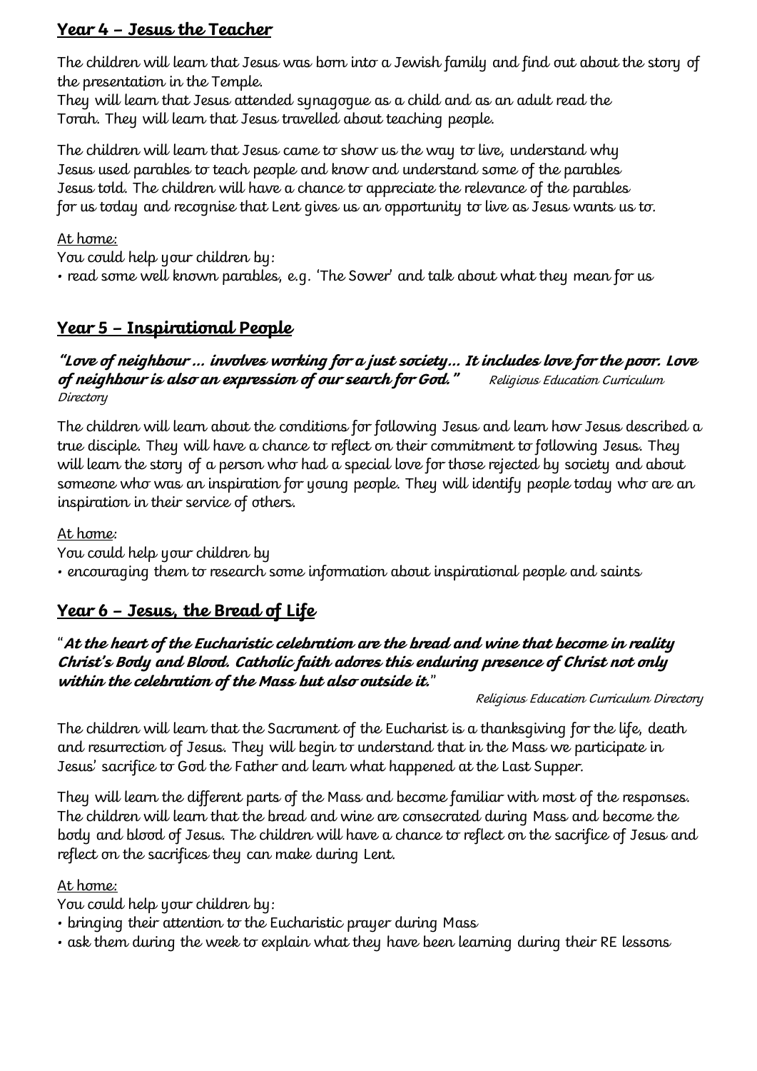## Year 4 – Jesus the Teacher

The children will learn that Jesus was born into a Jewish family and find out about the story of the presentation in the Temple.
They will learn that Jesus attended synagogue as a child and as an adult read the Torah. They will learn that Jesus travelled about teaching people.

The children will learn that Jesus came to show us the way to live, understand why Jesus used parables to teach people and know and understand some of the parables Jesus told. The children will have a chance to appreciate the relevance of the parables for us today and recognise that Lent gives us an opportunity to live as Jesus wants us to.

At home:
You could help your children by:
• read some well known parables, e.g. 'The Sower' and talk about what they mean for us

## Year 5 – Inspirational People

***"Love of neighbour … involves working for a just society… It includes love for the poor. Love of neighbour is also an expression of our search for God."*** *Religious Education Curriculum Directory*

The children will learn about the conditions for following Jesus and learn how Jesus described a true disciple. They will have a chance to reflect on their commitment to following Jesus. They will learn the story of a person who had a special love for those rejected by society and about someone who was an inspiration for young people. They will identify people today who are an inspiration in their service of others.

At home:
You could help your children by
• encouraging them to research some information about inspirational people and saints

## Year 6 – Jesus, the Bread of Life

"***At the heart of the Eucharistic celebration are the bread and wine that become in reality Christ's Body and Blood. Catholic faith adores this enduring presence of Christ not only within the celebration of the Mass but also outside it.***"

*Religious Education Curriculum Directory*

The children will learn that the Sacrament of the Eucharist is a thanksgiving for the life, death and resurrection of Jesus. They will begin to understand that in the Mass we participate in Jesus' sacrifice to God the Father and learn what happened at the Last Supper.

They will learn the different parts of the Mass and become familiar with most of the responses. The children will learn that the bread and wine are consecrated during Mass and become the body and blood of Jesus. The children will have a chance to reflect on the sacrifice of Jesus and reflect on the sacrifices they can make during Lent.

At home:
You could help your children by:
• bringing their attention to the Eucharistic prayer during Mass
• ask them during the week to explain what they have been learning during their RE lessons